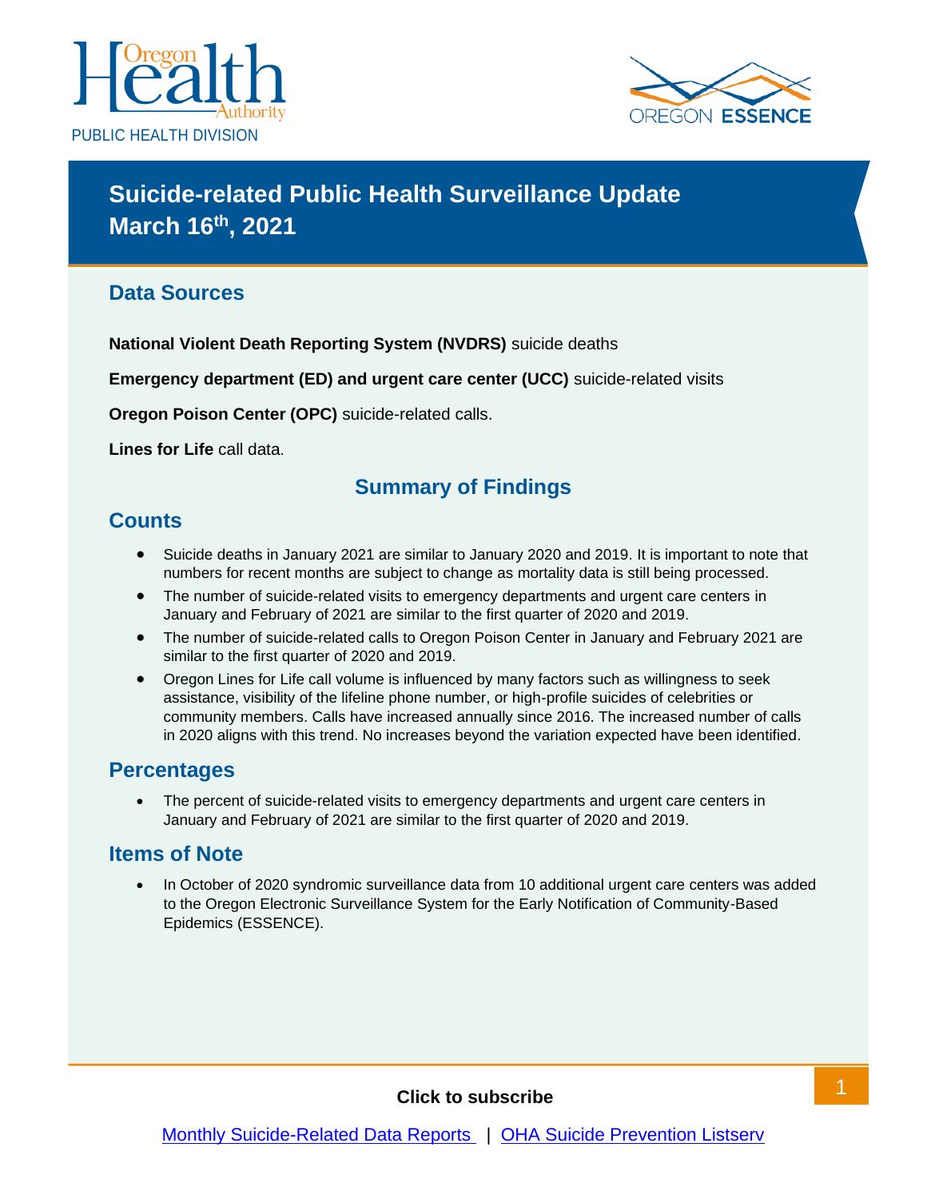PUBLIC HEALTH DIVISION

# Suicide-related Public Health Surveillance Update
# March 16th, 2021

## Data Sources

**National Violent Death Reporting System (NVDRS)** suicide deaths

**Emergency department (ED) and urgent care center (UCC)** suicide-related visits

**Oregon Poison Center (OPC)** suicide-related calls.

**Lines for Life** call data.

## Summary of Findings

### Counts

- Suicide deaths in January 2021 are similar to January 2020 and 2019. It is important to note that numbers for recent months are subject to change as mortality data is still being processed.
- The number of suicide-related visits to emergency departments and urgent care centers in January and February of 2021 are similar to the first quarter of 2020 and 2019.
- The number of suicide-related calls to Oregon Poison Center in January and February 2021 are similar to the first quarter of 2020 and 2019.
- Oregon Lines for Life call volume is influenced by many factors such as willingness to seek assistance, visibility of the lifeline phone number, or high-profile suicides of celebrities or community members. Calls have increased annually since 2016. The increased number of calls in 2020 aligns with this trend. No increases beyond the variation expected have been identified.

### Percentages

- The percent of suicide-related visits to emergency departments and urgent care centers in January and February of 2021 are similar to the first quarter of 2020 and 2019.

### Items of Note

- In October of 2020 syndromic surveillance data from 10 additional urgent care centers was added to the Oregon Electronic Surveillance System for the Early Notification of Community-Based Epidemics (ESSENCE).

**Click to subscribe**

Monthly Suicide-Related Data Reports | OHA Suicide Prevention Listserv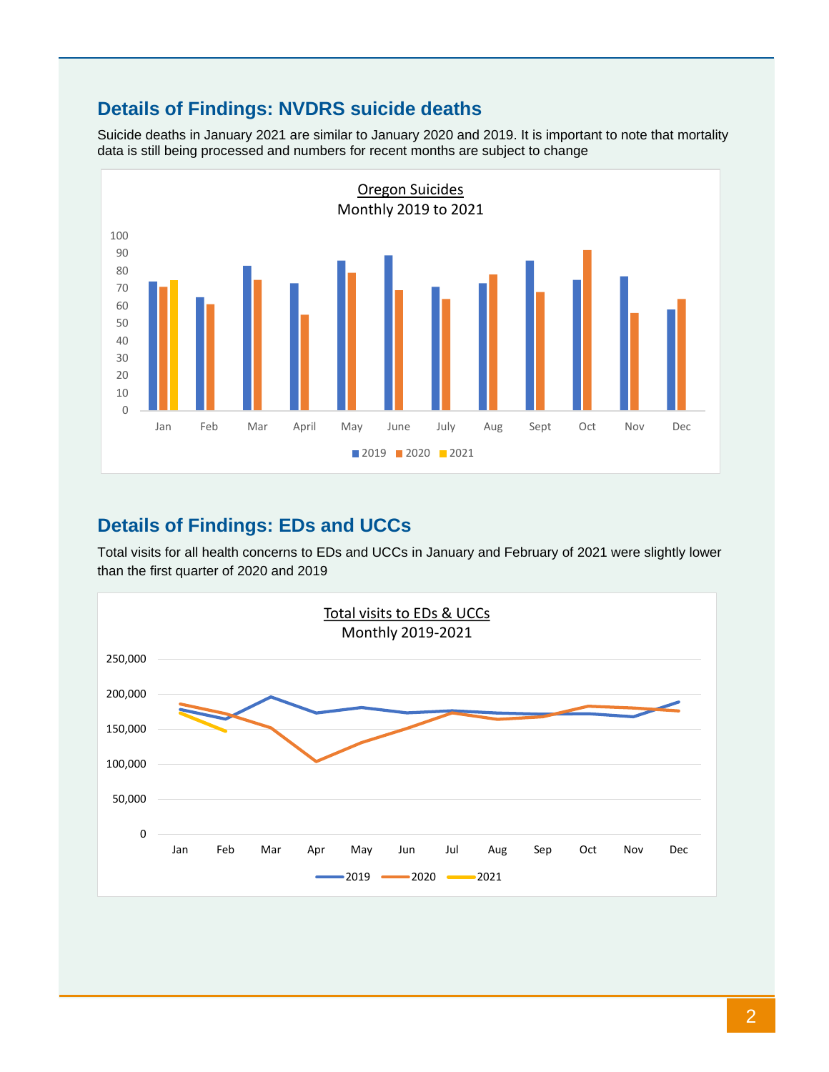## Details of Findings: NVDRS suicide deaths

Suicide deaths in January 2021 are similar to January 2020 and 2019. It is important to note that mortality data is still being processed and numbers for recent months are subject to change

Oregon Suicides
Monthly 2019 to 2021

## Details of Findings: EDs and UCCs

Total visits for all health concerns to EDs and UCCs in January and February of 2021 were slightly lower than the first quarter of 2020 and 2019

Total visits to EDs & UCCs
Monthly 2019-2021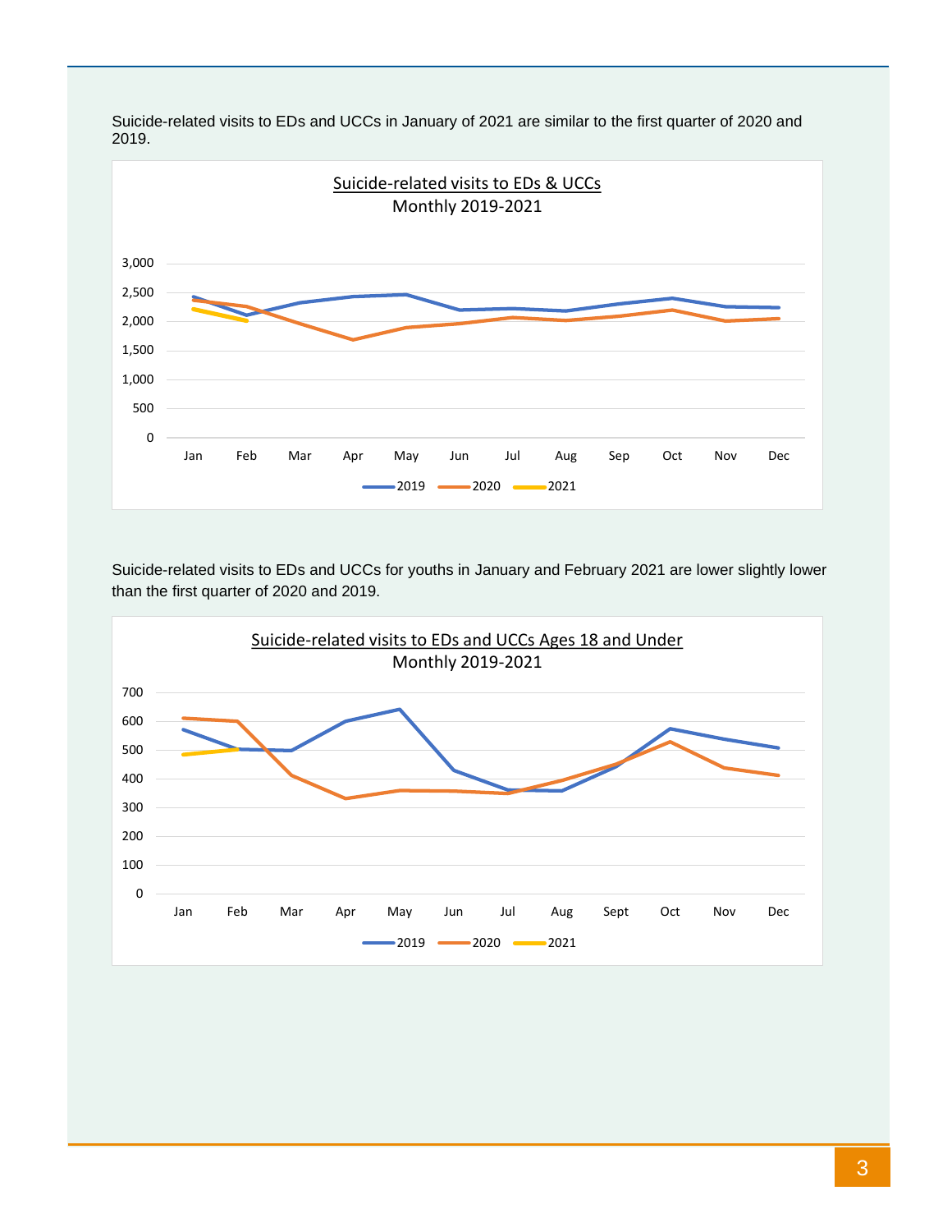Suicide-related visits to EDs and UCCs in January of 2021 are similar to the first quarter of 2020 and 2019.

Suicide-related visits to EDs and UCCs for youths in January and February 2021 are lower slightly lower than the first quarter of 2020 and 2019.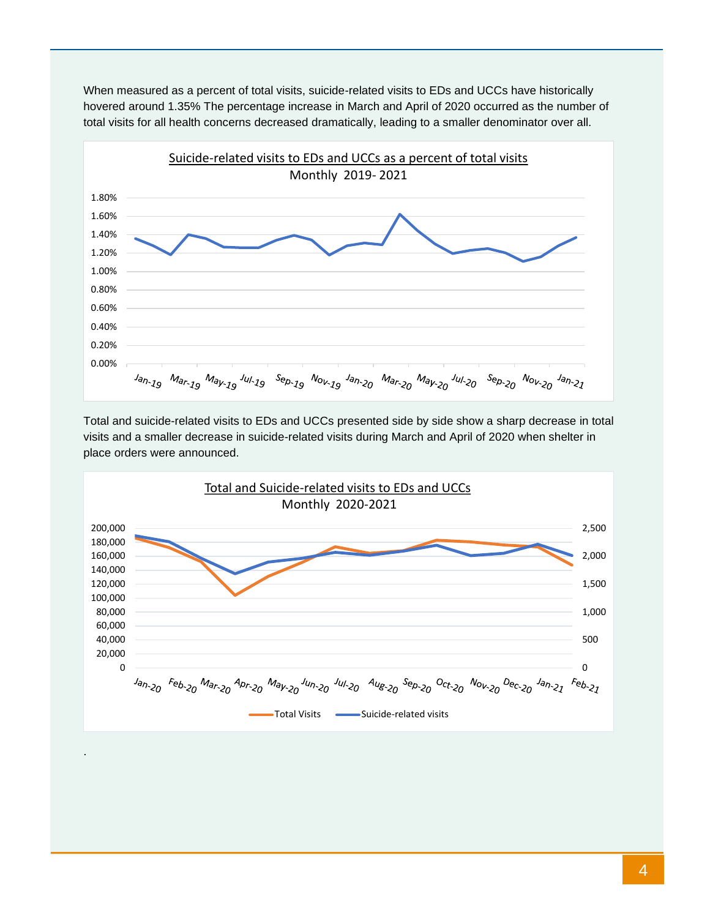When measured as a percent of total visits, suicide-related visits to EDs and UCCs have historically hovered around 1.35% The percentage increase in March and April of 2020 occurred as the number of total visits for all health concerns decreased dramatically, leading to a smaller denominator over all.

Suicide-related visits to EDs and UCCs as a percent of total visits
Monthly 2019- 2021

Total and suicide-related visits to EDs and UCCs presented side by side show a sharp decrease in total visits and a smaller decrease in suicide-related visits during March and April of 2020 when shelter in place orders were announced.

Total and Suicide-related visits to EDs and UCCs
Monthly 2020-2021

.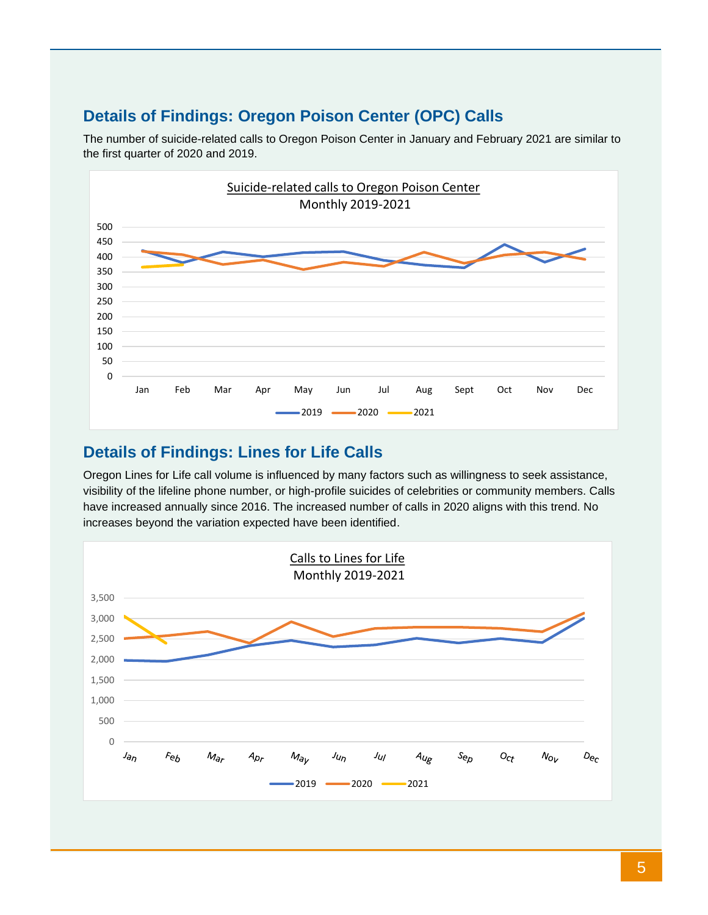## Details of Findings: Oregon Poison Center (OPC) Calls

The number of suicide-related calls to Oregon Poison Center in January and February 2021 are similar to the first quarter of 2020 and 2019.

## Details of Findings: Lines for Life Calls

Oregon Lines for Life call volume is influenced by many factors such as willingness to seek assistance, visibility of the lifeline phone number, or high-profile suicides of celebrities or community members. Calls have increased annually since 2016. The increased number of calls in 2020 aligns with this trend. No increases beyond the variation expected have been identified.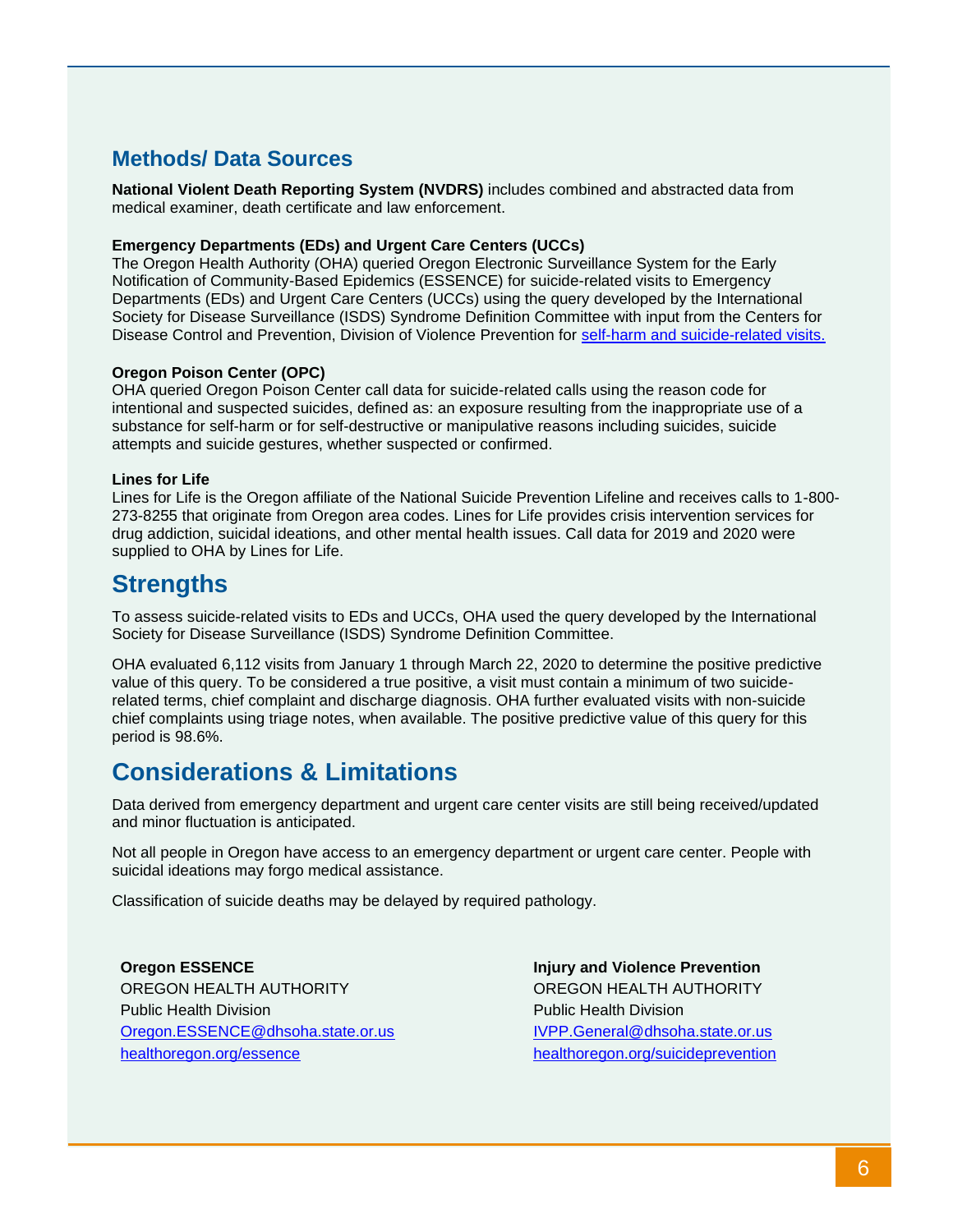## Methods/ Data Sources

**National Violent Death Reporting System (NVDRS)** includes combined and abstracted data from medical examiner, death certificate and law enforcement.

**Emergency Departments (EDs) and Urgent Care Centers (UCCs)**
The Oregon Health Authority (OHA) queried Oregon Electronic Surveillance System for the Early Notification of Community-Based Epidemics (ESSENCE) for suicide-related visits to Emergency Departments (EDs) and Urgent Care Centers (UCCs) using the query developed by the International Society for Disease Surveillance (ISDS) Syndrome Definition Committee with input from the Centers for Disease Control and Prevention, Division of Violence Prevention for self-harm and suicide-related visits.

**Oregon Poison Center (OPC)**
OHA queried Oregon Poison Center call data for suicide-related calls using the reason code for intentional and suspected suicides, defined as: an exposure resulting from the inappropriate use of a substance for self-harm or for self-destructive or manipulative reasons including suicides, suicide attempts and suicide gestures, whether suspected or confirmed.

**Lines for Life**
Lines for Life is the Oregon affiliate of the National Suicide Prevention Lifeline and receives calls to 1-800-273-8255 that originate from Oregon area codes. Lines for Life provides crisis intervention services for drug addiction, suicidal ideations, and other mental health issues. Call data for 2019 and 2020 were supplied to OHA by Lines for Life.

# Strengths

To assess suicide-related visits to EDs and UCCs, OHA used the query developed by the International Society for Disease Surveillance (ISDS) Syndrome Definition Committee.

OHA evaluated 6,112 visits from January 1 through March 22, 2020 to determine the positive predictive value of this query. To be considered a true positive, a visit must contain a minimum of two suicide-related terms, chief complaint and discharge diagnosis. OHA further evaluated visits with non-suicide chief complaints using triage notes, when available. The positive predictive value of this query for this period is 98.6%.

# Considerations & Limitations

Data derived from emergency department and urgent care center visits are still being received/updated and minor fluctuation is anticipated.

Not all people in Oregon have access to an emergency department or urgent care center. People with suicidal ideations may forgo medical assistance.

Classification of suicide deaths may be delayed by required pathology.

**Oregon ESSENCE**
OREGON HEALTH AUTHORITY
Public Health Division
Oregon.ESSENCE@dhsoha.state.or.us
healthoregon.org/essence

**Injury and Violence Prevention**
OREGON HEALTH AUTHORITY
Public Health Division
IVPP.General@dhsoha.state.or.us
healthoregon.org/suicideprevention